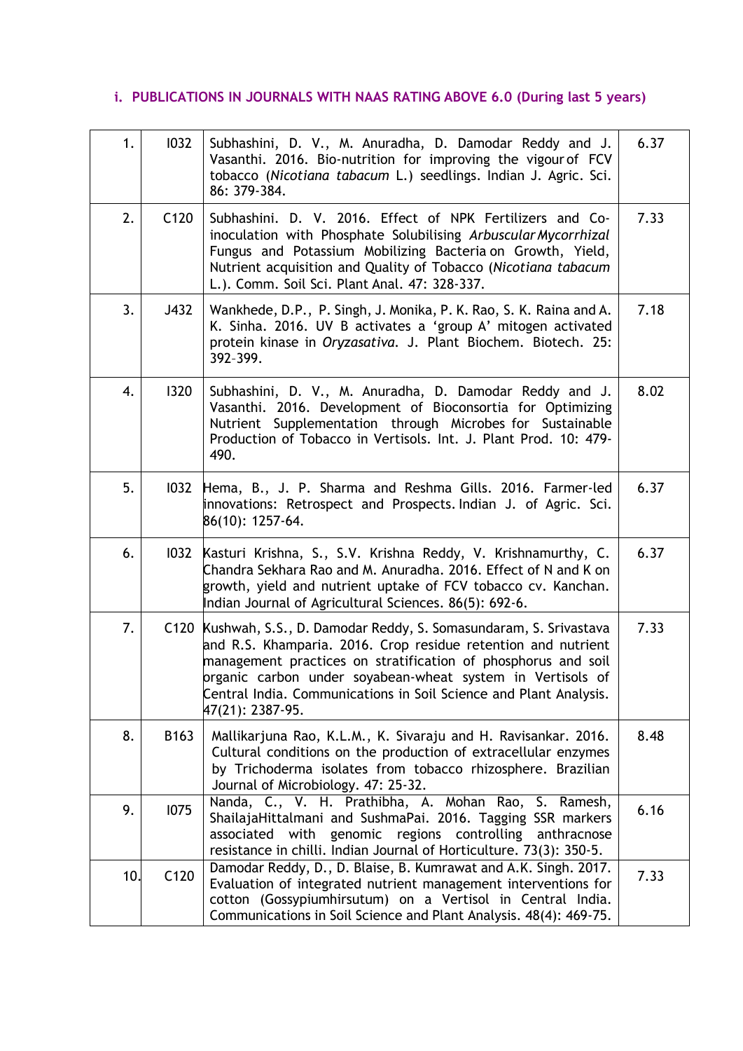## i. PUBLICATIONS IN JOURNALS WITH NAAS RATING ABOVE 6.0 (During last 5 years)

| | | | |
|---|---|---|---|
| 1. | I032 | Subhashini, D. V., M. Anuradha, D. Damodar Reddy and J. Vasanthi. 2016. Bio-nutrition for improving the vigour of FCV tobacco (*Nicotiana tabacum* L.) seedlings. Indian J. Agric. Sci. 86: 379-384. | 6.37 |
| 2. | C120 | Subhashini. D. V. 2016. Effect of NPK Fertilizers and Co-inoculation with Phosphate Solubilising *Arbuscular Mycorrhizal* Fungus and Potassium Mobilizing Bacteria on Growth, Yield, Nutrient acquisition and Quality of Tobacco (*Nicotiana tabacum* L.). Comm. Soil Sci. Plant Anal. 47: 328-337. | 7.33 |
| 3. | J432 | Wankhede, D.P., P. Singh, J. Monika, P. K. Rao, S. K. Raina and A. K. Sinha. 2016. UV B activates a 'group A' mitogen activated protein kinase in *Oryzasativa*. J. Plant Biochem. Biotech. 25: 392–399. | 7.18 |
| 4. | I320 | Subhashini, D. V., M. Anuradha, D. Damodar Reddy and J. Vasanthi. 2016. Development of Bioconsortia for Optimizing Nutrient Supplementation through Microbes for Sustainable Production of Tobacco in Vertisols. Int. J. Plant Prod. 10: 479-490. | 8.02 |
| 5. | I032 | Hema, B., J. P. Sharma and Reshma Gills. 2016. Farmer-led innovations: Retrospect and Prospects. Indian J. of Agric. Sci. 86(10): 1257-64. | 6.37 |
| 6. | I032 | Kasturi Krishna, S., S.V. Krishna Reddy, V. Krishnamurthy, C. Chandra Sekhara Rao and M. Anuradha. 2016. Effect of N and K on growth, yield and nutrient uptake of FCV tobacco cv. Kanchan. Indian Journal of Agricultural Sciences. 86(5): 692-6. | 6.37 |
| 7. | C120 | Kushwah, S.S., D. Damodar Reddy, S. Somasundaram, S. Srivastava and R.S. Khamparia. 2016. Crop residue retention and nutrient management practices on stratification of phosphorus and soil organic carbon under soyabean-wheat system in Vertisols of Central India. Communications in Soil Science and Plant Analysis. 47(21): 2387-95. | 7.33 |
| 8. | B163 | Mallikarjuna Rao, K.L.M., K. Sivaraju and H. Ravisankar. 2016. Cultural conditions on the production of extracellular enzymes by Trichoderma isolates from tobacco rhizosphere. Brazilian Journal of Microbiology. 47: 25-32. | 8.48 |
| 9. | I075 | Nanda, C., V. H. Prathibha, A. Mohan Rao, S. Ramesh, ShailajaHittalmani and SushmaPai. 2016. Tagging SSR markers associated with genomic regions controlling anthracnose resistance in chilli. Indian Journal of Horticulture. 73(3): 350-5. | 6.16 |
| 10. | C120 | Damodar Reddy, D., D. Blaise, B. Kumrawat and A.K. Singh. 2017. Evaluation of integrated nutrient management interventions for cotton (Gossypiumhirsutum) on a Vertisol in Central India. Communications in Soil Science and Plant Analysis. 48(4): 469-75. | 7.33 |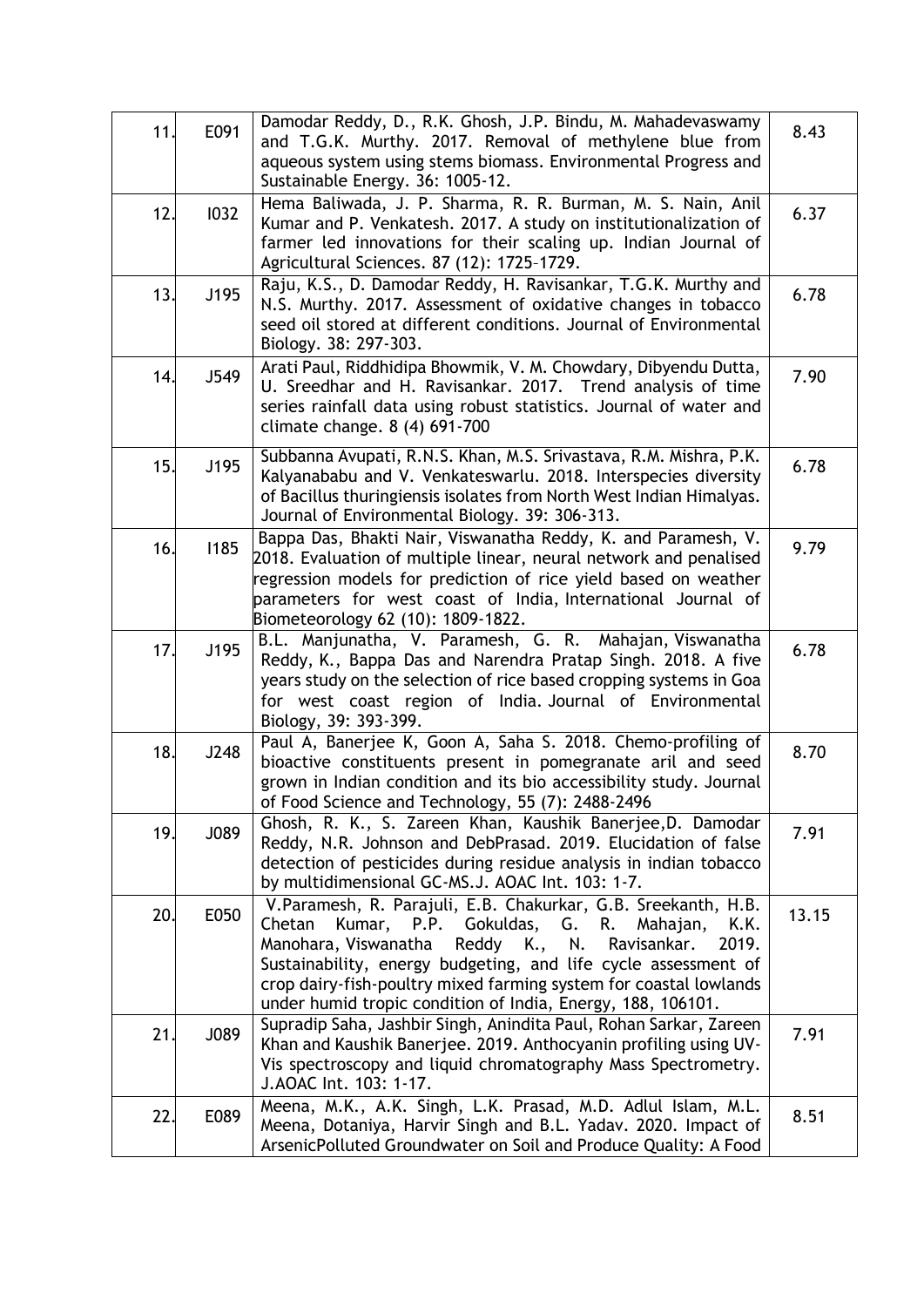| | | | |
|---|---|---|---|
| 11. | E091 | Damodar Reddy, D., R.K. Ghosh, J.P. Bindu, M. Mahadevaswamy and T.G.K. Murthy. 2017. Removal of methylene blue from aqueous system using stems biomass. Environmental Progress and Sustainable Energy. 36: 1005-12. | 8.43 |
| 12. | I032 | Hema Baliwada, J. P. Sharma, R. R. Burman, M. S. Nain, Anil Kumar and P. Venkatesh. 2017. A study on institutionalization of farmer led innovations for their scaling up. Indian Journal of Agricultural Sciences. 87 (12): 1725–1729. | 6.37 |
| 13. | J195 | Raju, K.S., D. Damodar Reddy, H. Ravisankar, T.G.K. Murthy and N.S. Murthy. 2017. Assessment of oxidative changes in tobacco seed oil stored at different conditions. Journal of Environmental Biology. 38: 297-303. | 6.78 |
| 14. | J549 | Arati Paul, Riddhidipa Bhowmik, V. M. Chowdary, Dibyendu Dutta, U. Sreedhar and H. Ravisankar. 2017. Trend analysis of time series rainfall data using robust statistics. Journal of water and climate change. 8 (4) 691-700 | 7.90 |
| 15. | J195 | Subbanna Avupati, R.N.S. Khan, M.S. Srivastava, R.M. Mishra, P.K. Kalyanababu and V. Venkateswarlu. 2018. Interspecies diversity of Bacillus thuringiensis isolates from North West Indian Himalyas. Journal of Environmental Biology. 39: 306-313. | 6.78 |
| 16. | I185 | Bappa Das, Bhakti Nair, Viswanatha Reddy, K. and Paramesh, V. 2018. Evaluation of multiple linear, neural network and penalised regression models for prediction of rice yield based on weather parameters for west coast of India, International Journal of Biometeorology 62 (10): 1809-1822. | 9.79 |
| 17. | J195 | B.L. Manjunatha, V. Paramesh, G. R. Mahajan, Viswanatha Reddy, K., Bappa Das and Narendra Pratap Singh. 2018. A five years study on the selection of rice based cropping systems in Goa for west coast region of India. Journal of Environmental Biology, 39: 393-399. | 6.78 |
| 18. | J248 | Paul A, Banerjee K, Goon A, Saha S. 2018. Chemo-profiling of bioactive constituents present in pomegranate aril and seed grown in Indian condition and its bio accessibility study. Journal of Food Science and Technology, 55 (7): 2488-2496 | 8.70 |
| 19. | J089 | Ghosh, R. K., S. Zareen Khan, Kaushik Banerjee,D. Damodar Reddy, N.R. Johnson and DebPrasad. 2019. Elucidation of false detection of pesticides during residue analysis in indian tobacco by multidimensional GC-MS.J. AOAC Int. 103: 1-7. | 7.91 |
| 20. | E050 | V.Paramesh, R. Parajuli, E.B. Chakurkar, G.B. Sreekanth, H.B. Chetan Kumar, P.P. Gokuldas, G. R. Mahajan, K.K. Manohara, Viswanatha Reddy K., N. Ravisankar. 2019. Sustainability, energy budgeting, and life cycle assessment of crop dairy-fish-poultry mixed farming system for coastal lowlands under humid tropic condition of India, Energy, 188, 106101. | 13.15 |
| 21. | J089 | Supradip Saha, Jashbir Singh, Anindita Paul, Rohan Sarkar, Zareen Khan and Kaushik Banerjee. 2019. Anthocyanin profiling using UV-Vis spectroscopy and liquid chromatography Mass Spectrometry. J.AOAC Int. 103: 1-17. | 7.91 |
| 22. | E089 | Meena, M.K., A.K. Singh, L.K. Prasad, M.D. Adlul Islam, M.L. Meena, Dotaniya, Harvir Singh and B.L. Yadav. 2020. Impact of ArsenicPolluted Groundwater on Soil and Produce Quality: A Food | 8.51 |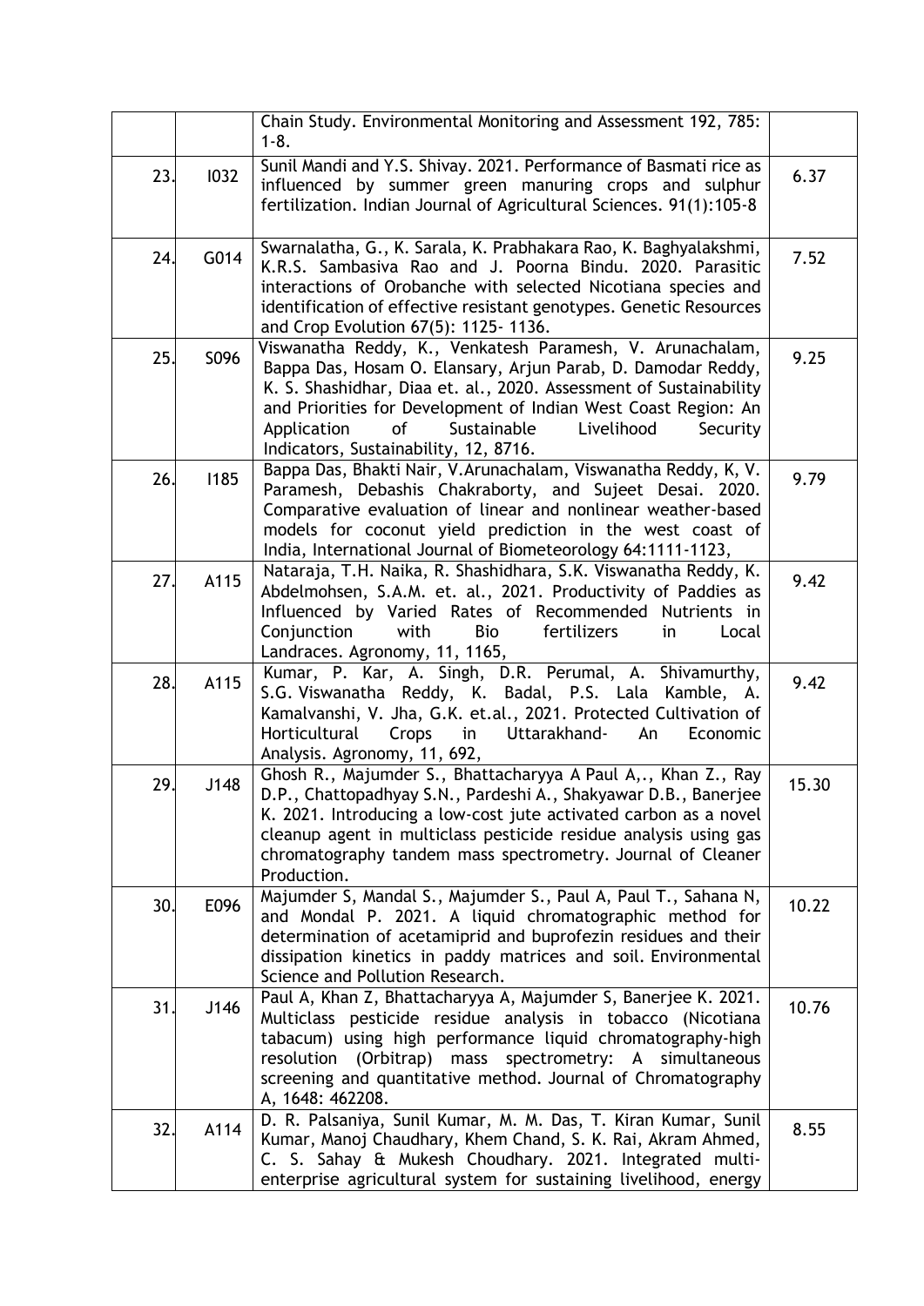|  |  |  |  |
|---|---|---|---|
|  |  | Chain Study. Environmental Monitoring and Assessment 192, 785: 1-8. |  |
| 23. | I032 | Sunil Mandi and Y.S. Shivay. 2021. Performance of Basmati rice as influenced by summer green manuring crops and sulphur fertilization. Indian Journal of Agricultural Sciences. 91(1):105-8 | 6.37 |
| 24. | G014 | Swarnalatha, G., K. Sarala, K. Prabhakara Rao, K. Baghyalakshmi, K.R.S. Sambasiva Rao and J. Poorna Bindu. 2020. Parasitic interactions of Orobanche with selected Nicotiana species and identification of effective resistant genotypes. Genetic Resources and Crop Evolution 67(5): 1125- 1136. | 7.52 |
| 25. | S096 | Viswanatha Reddy, K., Venkatesh Paramesh, V. Arunachalam, Bappa Das, Hosam O. Elansary, Arjun Parab, D. Damodar Reddy, K. S. Shashidhar, Diaa et. al., 2020. Assessment of Sustainability and Priorities for Development of Indian West Coast Region: An Application of Sustainable Livelihood Security Indicators, Sustainability, 12, 8716. | 9.25 |
| 26. | I185 | Bappa Das, Bhakti Nair, V.Arunachalam, Viswanatha Reddy, K, V. Paramesh, Debashis Chakraborty, and Sujeet Desai. 2020. Comparative evaluation of linear and nonlinear weather-based models for coconut yield prediction in the west coast of India, International Journal of Biometeorology 64:1111-1123, | 9.79 |
| 27. | A115 | Nataraja, T.H. Naika, R. Shashidhara, S.K. Viswanatha Reddy, K. Abdelmohsen, S.A.M. et. al., 2021. Productivity of Paddies as Influenced by Varied Rates of Recommended Nutrients in Conjunction with Bio fertilizers in Local Landraces. Agronomy, 11, 1165, | 9.42 |
| 28. | A115 | Kumar, P. Kar, A. Singh, D.R. Perumal, A. Shivamurthy, S.G. Viswanatha Reddy, K. Badal, P.S. Lala Kamble, A. Kamalvanshi, V. Jha, G.K. et.al., 2021. Protected Cultivation of Horticultural Crops in Uttarakhand- An Economic Analysis. Agronomy, 11, 692, | 9.42 |
| 29. | J148 | Ghosh R., Majumder S., Bhattacharyya A Paul A,., Khan Z., Ray D.P., Chattopadhyay S.N., Pardeshi A., Shakyawar D.B., Banerjee K. 2021. Introducing a low-cost jute activated carbon as a novel cleanup agent in multiclass pesticide residue analysis using gas chromatography tandem mass spectrometry. Journal of Cleaner Production. | 15.30 |
| 30. | E096 | Majumder S, Mandal S., Majumder S., Paul A, Paul T., Sahana N, and Mondal P. 2021. A liquid chromatographic method for determination of acetamiprid and buprofezin residues and their dissipation kinetics in paddy matrices and soil. Environmental Science and Pollution Research. | 10.22 |
| 31. | J146 | Paul A, Khan Z, Bhattacharyya A, Majumder S, Banerjee K. 2021. Multiclass pesticide residue analysis in tobacco (Nicotiana tabacum) using high performance liquid chromatography-high resolution (Orbitrap) mass spectrometry: A simultaneous screening and quantitative method. Journal of Chromatography A, 1648: 462208. | 10.76 |
| 32. | A114 | D. R. Palsaniya, Sunil Kumar, M. M. Das, T. Kiran Kumar, Sunil Kumar, Manoj Chaudhary, Khem Chand, S. K. Rai, Akram Ahmed, C. S. Sahay & Mukesh Choudhary. 2021. Integrated multi-enterprise agricultural system for sustaining livelihood, energy | 8.55 |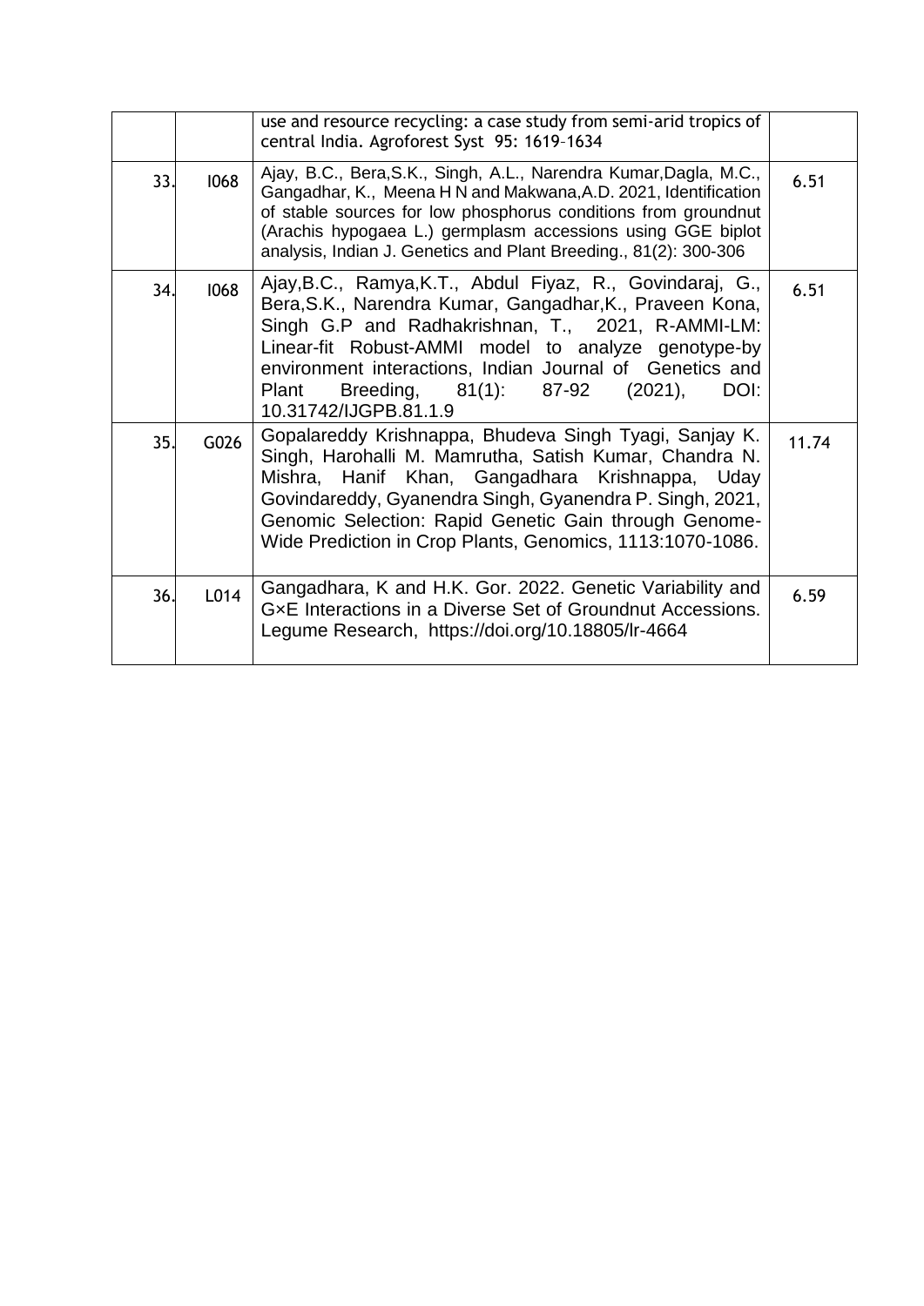| | | | |
|---|---|---|---|
| | | use and resource recycling: a case study from semi-arid tropics of central India. Agroforest Syst 95: 1619–1634 | |
| 33. | I068 | Ajay, B.C., Bera,S.K., Singh, A.L., Narendra Kumar,Dagla, M.C., Gangadhar, K., Meena H N and Makwana,A.D. 2021, Identification of stable sources for low phosphorus conditions from groundnut (Arachis hypogaea L.) germplasm accessions using GGE biplot analysis, Indian J. Genetics and Plant Breeding., 81(2): 300-306 | 6.51 |
| 34. | I068 | Ajay,B.C., Ramya,K.T., Abdul Fiyaz, R., Govindaraj, G., Bera,S.K., Narendra Kumar, Gangadhar,K., Praveen Kona, Singh G.P and Radhakrishnan, T., 2021, R-AMMI-LM: Linear-fit Robust-AMMI model to analyze genotype-by environment interactions, Indian Journal of Genetics and Plant Breeding, 81(1): 87-92 (2021), DOI: 10.31742/IJGPB.81.1.9 | 6.51 |
| 35. | G026 | Gopalareddy Krishnappa, Bhudeva Singh Tyagi, Sanjay K. Singh, Harohalli M. Mamrutha, Satish Kumar, Chandra N. Mishra, Hanif Khan, Gangadhara Krishnappa, Uday Govindareddy, Gyanendra Singh, Gyanendra P. Singh, 2021, Genomic Selection: Rapid Genetic Gain through Genome-Wide Prediction in Crop Plants, Genomics, 1113:1070-1086. | 11.74 |
| 36. | L014 | Gangadhara, K and H.K. Gor. 2022. Genetic Variability and G×E Interactions in a Diverse Set of Groundnut Accessions. Legume Research, https://doi.org/10.18805/lr-4664 | 6.59 |